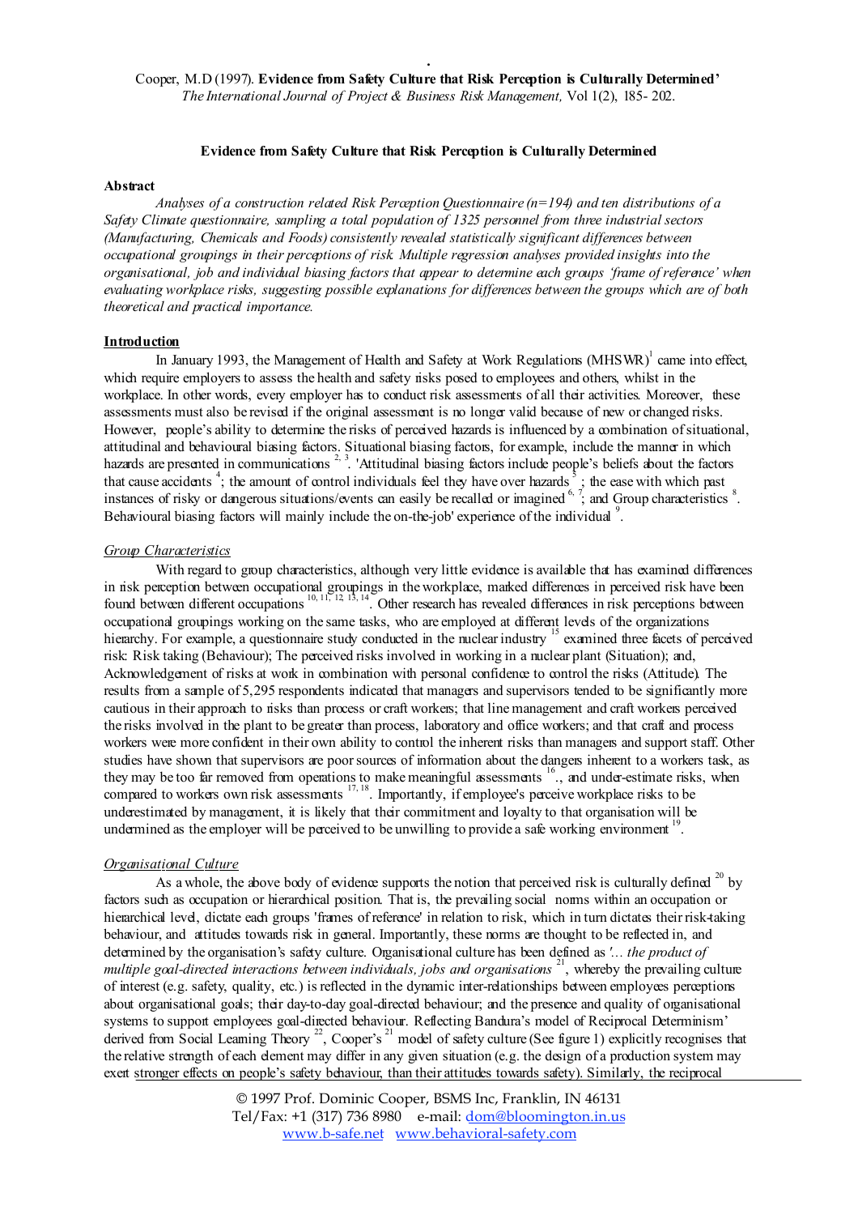Cooper, M.D (1997). **Evidence from Safety Culture that Risk Perception is Culturally Determined'** *The International Journal of Project & Business Risk Management,* Vol 1(2), 185- 202.

# Evidence from Safety Culture that Risk Perception is Culturally Determined

## Abstract

*Analyses of a construction related Risk Perception Questionnaire (n=194) and ten distributions of a Safety Climate questionnaire, sampling a total population of 1325 personnel from three industrial sectors (Manufacturing, Chemicals and Foods) consistently revealed statistically significant differences between occupational groupings in their perceptions of risk. Multiple regression analyses provided insights into the organisational, job and individual biasing factors that appear to determine each groups 'frame of reference' when evaluating workplace risks, suggesting possible explanations for differences between the groups which are of both theoretical and practical importance.*

## Introduction

In January 1993, the Management of Health and Safety at Work Regulations (MHSWR)[1] came into effect, which require employers to assess the health and safety risks posed to employees and others, whilst in the workplace. In other words, every employer has to conduct risk assessments of all their activities. Moreover, these assessments must also be revised if the original assessment is no longer valid because of new or changed risks. However, people's ability to determine the risks of perceived hazards is influenced by a combination of situational, attitudinal and behavioural biasing factors. Situational biasing factors, for example, include the manner in which hazards are presented in communications [2, 3]. 'Attitudinal biasing factors include people's beliefs about the factors that cause accidents [4]; the amount of control individuals feel they have over hazards [5]; the ease with which past instances of risky or dangerous situations/events can easily be recalled or imagined [6, 7]; and Group characteristics [8]. Behavioural biasing factors will mainly include the on-the-job' experience of the individual [9].

### Group Characteristics

With regard to group characteristics, although very little evidence is available that has examined differences in risk perception between occupational groupings in the workplace, marked differences in perceived risk have been found between different occupations [10, 11, 12, 13, 14]. Other research has revealed differences in risk perceptions between occupational groupings working on the same tasks, who are employed at different levels of the organizations hierarchy. For example, a questionnaire study conducted in the nuclear industry [15] examined three facets of perceived risk: Risk taking (Behaviour); The perceived risks involved in working in a nuclear plant (Situation); and, Acknowledgement of risks at work in combination with personal confidence to control the risks (Attitude). The results from a sample of 5,295 respondents indicated that managers and supervisors tended to be significantly more cautious in their approach to risks than process or craft workers; that line management and craft workers perceived the risks involved in the plant to be greater than process, laboratory and office workers; and that craft and process workers were more confident in their own ability to control the inherent risks than managers and support staff. Other studies have shown that supervisors are poor sources of information about the dangers inherent to a workers task, as they may be too far removed from operations to make meaningful assessments [16]., and under-estimate risks, when compared to workers own risk assessments [17, 18]. Importantly, if employee's perceive workplace risks to be underestimated by management, it is likely that their commitment and loyalty to that organisation will be undermined as the employer will be perceived to be unwilling to provide a safe working environment [19].

### Organisational Culture

As a whole, the above body of evidence supports the notion that perceived risk is culturally defined [20] by factors such as occupation or hierarchical position. That is, the prevailing social norms within an occupation or hierarchical level, dictate each groups 'frames of reference' in relation to risk, which in turn dictates their risk-taking behaviour, and attitudes towards risk in general. Importantly, these norms are thought to be reflected in, and determined by the organisation's safety culture. Organisational culture has been defined as *'... the product of multiple goal-directed interactions between individuals, jobs and organisations* [21], whereby the prevailing culture of interest (e.g. safety, quality, etc.) is reflected in the dynamic inter-relationships between employees perceptions about organisational goals; their day-to-day goal-directed behaviour; and the presence and quality of organisational systems to support employees goal-directed behaviour. Reflecting Bandura's model of Reciprocal Determinism' derived from Social Learning Theory [22], Cooper's [21] model of safety culture (See figure 1) explicitly recognises that the relative strength of each element may differ in any given situation (e.g. the design of a production system may exert stronger effects on people's safety behaviour, than their attitudes towards safety). Similarly, the reciprocal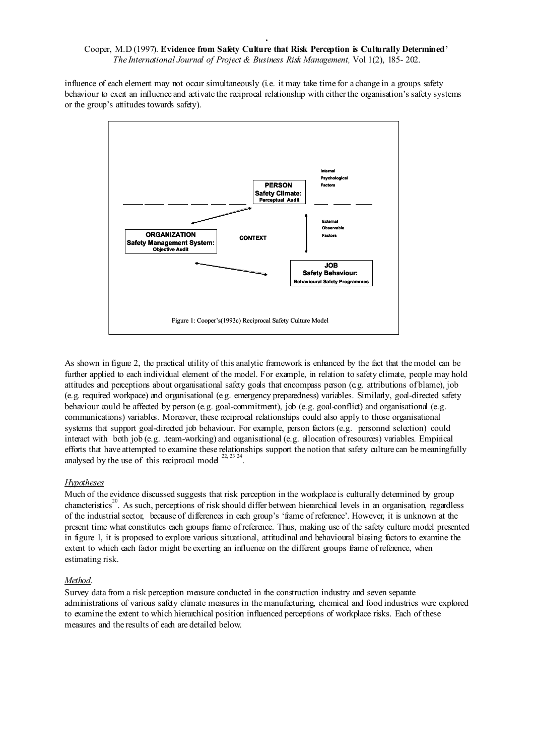influence of each element may not occur simultaneously (i.e. it may take time for a change in a groups safety behaviour to exert an influence and activate the reciprocal relationship with either the organisation's safety systems or the group's attitudes towards safety).

Figure 1: Cooper's(1993c) Reciprocal Safety Culture Model

As shown in figure 2, the practical utility of this analytic framework is enhanced by the fact that the model can be further applied to each individual element of the model. For example, in relation to safety climate, people may hold attitudes and perceptions about organisational safety goals that encompass person (e.g. attributions of blame), job (e.g. required workpace) and organisational (e.g. emergency preparedness) variables. Similarly, goal-directed safety behaviour could be affected by person (e.g. goal-commitment), job (e.g. goal-conflict) and organisational (e.g. communications) variables. Moreover, these reciprocal relationships could also apply to those organisational systems that support goal-directed job behaviour. For example, person factors (e.g. personnel selection) could interact with both job (e.g. .team-working) and organisational (e.g. allocation of resources) variables. Empirical efforts that have attempted to examine these relationships support the notion that safety culture can be meaningfully analysed by the use of this reciprocal model [22, 23 24].

*Hypotheses*

Much of the evidence discussed suggests that risk perception in the workplace is culturally determined by group characteristics[20]. As such, perceptions of risk should differ between hierarchical levels in an organisation, regardless of the industrial sector, because of differences in each group's 'frame of reference'. However, it is unknown at the present time what constitutes each groups frame of reference. Thus, making use of the safety culture model presented in figure 1, it is proposed to explore various situational, attitudinal and behavioural biasing factors to examine the extent to which each factor might be exerting an influence on the different groups frame of reference, when estimating risk.

*Method*.

Survey data from a risk perception measure conducted in the construction industry and seven separate administrations of various safety climate measures in the manufacturing, chemical and food industries were explored to examine the extent to which hierarchical position influenced perceptions of workplace risks. Each of these measures and the results of each are detailed below.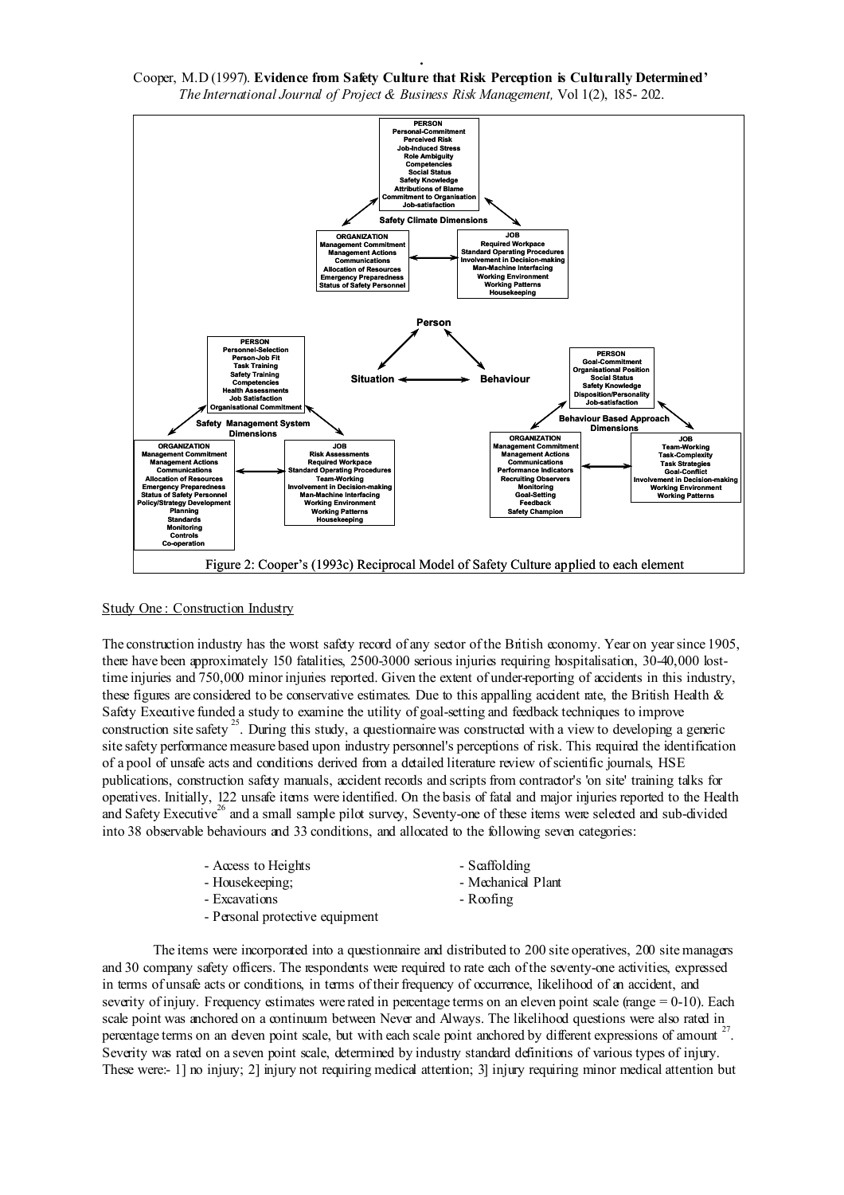**Safety Climate Dimensions**

- **PERSON**: Personal-Commitment; Perceived Risk; Job-Induced Stress; Role Ambiguity; Competencies; Social Status; Safety Knowledge; Attributions of Blame; Commitment to Organisation; Job-satisfaction
- **ORGANIZATION**: Management Commitment; Management Actions; Communications; Allocation of Resources; Emergency Preparedness; Status of Safety Personnel
- **JOB**: Required Workpace; Standard Operating Procedures; Involvement in Decision-making; Man-Machine Interfacing; Working Environment; Working Patterns; Housekeeping

**Person — Situation — Behaviour**

**Safety Management System Dimensions**

- **PERSON**: Personnel-Selection; Person-Job Fit; Task Training; Safety Training; Competencies; Health Assessments; Job Satisfaction; Organisational Commitment
- **ORGANIZATION**: Management Commitment; Management Actions; Communications; Allocation of Resources; Emergency Preparedness; Status of Safety Personnel; Policy/Strategy Development; Planning; Standards; Monitoring; Controls; Co-operation
- **JOB**: Risk Assessments; Required Workpace; Standard Operating Procedures; Team-Working; Involvement in Decision-making; Man-Machine Interfacing; Working Environment; Working Patterns; Housekeeping

**Behaviour Based Approach Dimensions**

- **PERSON**: Goal-Commitment; Organisational Position; Social Status; Safety Knowledge; Disposition/Personality; Job-satisfaction
- **ORGANIZATION**: Management Commitment; Management Actions; Communications; Performance Indicators; Recruiting Observers; Monitoring; Goal-Setting; Feedback; Safety Champion
- **JOB**: Team-Working; Task-Complexity; Task Strategies; Goal-Conflict; Involvement in Decision-making; Working Environment; Working Patterns

Figure 2: Cooper's (1993c) Reciprocal Model of Safety Culture applied to each element

## Study One : Construction Industry

The construction industry has the worst safety record of any sector of the British economy. Year on year since 1905, there have been approximately 150 fatalities, 2500-3000 serious injuries requiring hospitalisation, 30-40,000 lost-time injuries and 750,000 minor injuries reported. Given the extent of under-reporting of accidents in this industry, these figures are considered to be conservative estimates. Due to this appalling accident rate, the British Health & Safety Executive funded a study to examine the utility of goal-setting and feedback techniques to improve construction site safety [25]. During this study, a questionnaire was constructed with a view to developing a generic site safety performance measure based upon industry personnel's perceptions of risk. This required the identification of a pool of unsafe acts and conditions derived from a detailed literature review of scientific journals, HSE publications, construction safety manuals, accident records and scripts from contractor's 'on site' training talks for operatives. Initially, 122 unsafe items were identified. On the basis of fatal and major injuries reported to the Health and Safety Executive[26] and a small sample pilot survey, Seventy-one of these items were selected and sub-divided into 38 observable behaviours and 33 conditions, and allocated to the following seven categories:

- Access to Heights
- Housekeeping;
- Excavations
- Personal protective equipment
- Scaffolding
- Mechanical Plant
- Roofing

The items were incorporated into a questionnaire and distributed to 200 site operatives, 200 site managers and 30 company safety officers. The respondents were required to rate each of the seventy-one activities, expressed in terms of unsafe acts or conditions, in terms of their frequency of occurrence, likelihood of an accident, and severity of injury. Frequency estimates were rated in percentage terms on an eleven point scale (range = 0-10). Each scale point was anchored on a continuum between Never and Always. The likelihood questions were also rated in percentage terms on an eleven point scale, but with each scale point anchored by different expressions of amount [27]. Severity was rated on a seven point scale, determined by industry standard definitions of various types of injury. These were:- 1] no injury; 2] injury not requiring medical attention; 3] injury requiring minor medical attention but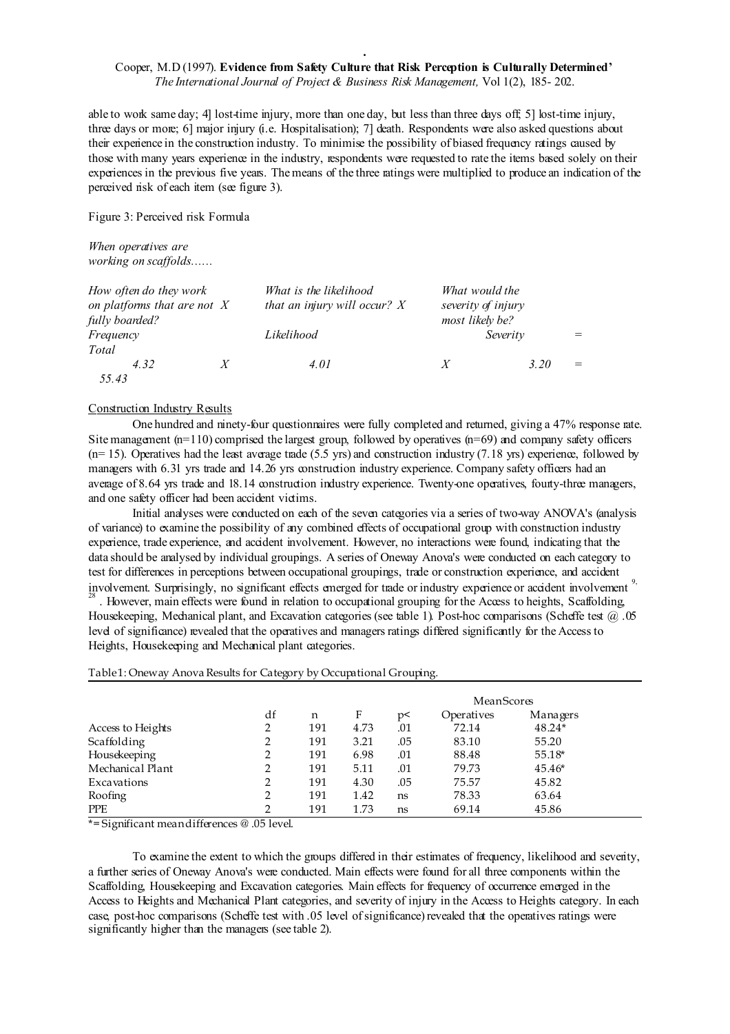able to work same day; 4] lost-time injury, more than one day, but less than three days off; 5] lost-time injury, three days or more; 6] major injury (i.e. Hospitalisation); 7] death. Respondents were also asked questions about their experience in the construction industry. To minimise the possibility of biased frequency ratings caused by those with many years experience in the industry, respondents were requested to rate the items based solely on their experiences in the previous five years. The means of the three ratings were multiplied to produce an indication of the perceived risk of each item (see figure 3).

Figure 3: Perceived risk Formula

*When operatives are working on scaffolds……*

| *How often do they work on platforms that are not fully boarded?* | X | *What is the likelihood that an injury will occur?* | X | *What would the severity of injury most likely be?* | = | |
|---|---|---|---|---|---|---|
| *Frequency* | | *Likelihood* | | *Severity* | = | *Total* |
| *4.32* | X | *4.01* | X | *3.20* | = | *55.43* |

## Construction Industry Results

One hundred and ninety-four questionnaires were fully completed and returned, giving a 47% response rate. Site management (n=110) comprised the largest group, followed by operatives (n=69) and company safety officers (n= 15). Operatives had the least average trade (5.5 yrs) and construction industry (7.18 yrs) experience, followed by managers with 6.31 yrs trade and 14.26 yrs construction industry experience. Company safety officers had an average of 8.64 yrs trade and 18.14 construction industry experience. Twenty-one operatives, fourty-three managers, and one safety officer had been accident victims.

Initial analyses were conducted on each of the seven categories via a series of two-way ANOVA's (analysis of variance) to examine the possibility of any combined effects of occupational group with construction industry experience, trade experience, and accident involvement. However, no interactions were found, indicating that the data should be analysed by individual groupings. A series of Oneway Anova's were conducted on each category to test for differences in perceptions between occupational groupings, trade or construction experience, and accident involvement. Surprisingly, no significant effects emerged for trade or industry experience or accident involvement [9, 28]. However, main effects were found in relation to occupational grouping for the Access to heights, Scaffolding, Housekeeping, Mechanical plant, and Excavation categories (see table 1). Post-hoc comparisons (Scheffe test @ .05 level of significance) revealed that the operatives and managers ratings differed significantly for the Access to Heights, Housekeeping and Mechanical plant categories.

Table1: Oneway Anova Results for Category by Occupational Grouping.

| | df | n | F | p< | Mean Scores | |
|---|---|---|---|---|---|---|
| | | | | | Operatives | Managers |
| Access to Heights | 2 | 191 | 4.73 | .01 | 72.14 | 48.24* |
| Scaffolding | 2 | 191 | 3.21 | .05 | 83.10 | 55.20 |
| Housekeeping | 2 | 191 | 6.98 | .01 | 88.48 | 55.18* |
| Mechanical Plant | 2 | 191 | 5.11 | .01 | 79.73 | 45.46* |
| Excavations | 2 | 191 | 4.30 | .05 | 75.57 | 45.82 |
| Roofing | 2 | 191 | 1.42 | ns | 78.33 | 63.64 |
| PPE | 2 | 191 | 1.73 | ns | 69.14 | 45.86 |

*= Significant mean differences @ .05 level.

To examine the extent to which the groups differed in their estimates of frequency, likelihood and severity, a further series of Oneway Anova's were conducted. Main effects were found for all three components within the Scaffolding, Housekeeping and Excavation categories. Main effects for frequency of occurrence emerged in the Access to Heights and Mechanical Plant categories, and severity of injury in the Access to Heights category. In each case, post-hoc comparisons (Scheffe test with .05 level of significance) revealed that the operatives ratings were significantly higher than the managers (see table 2).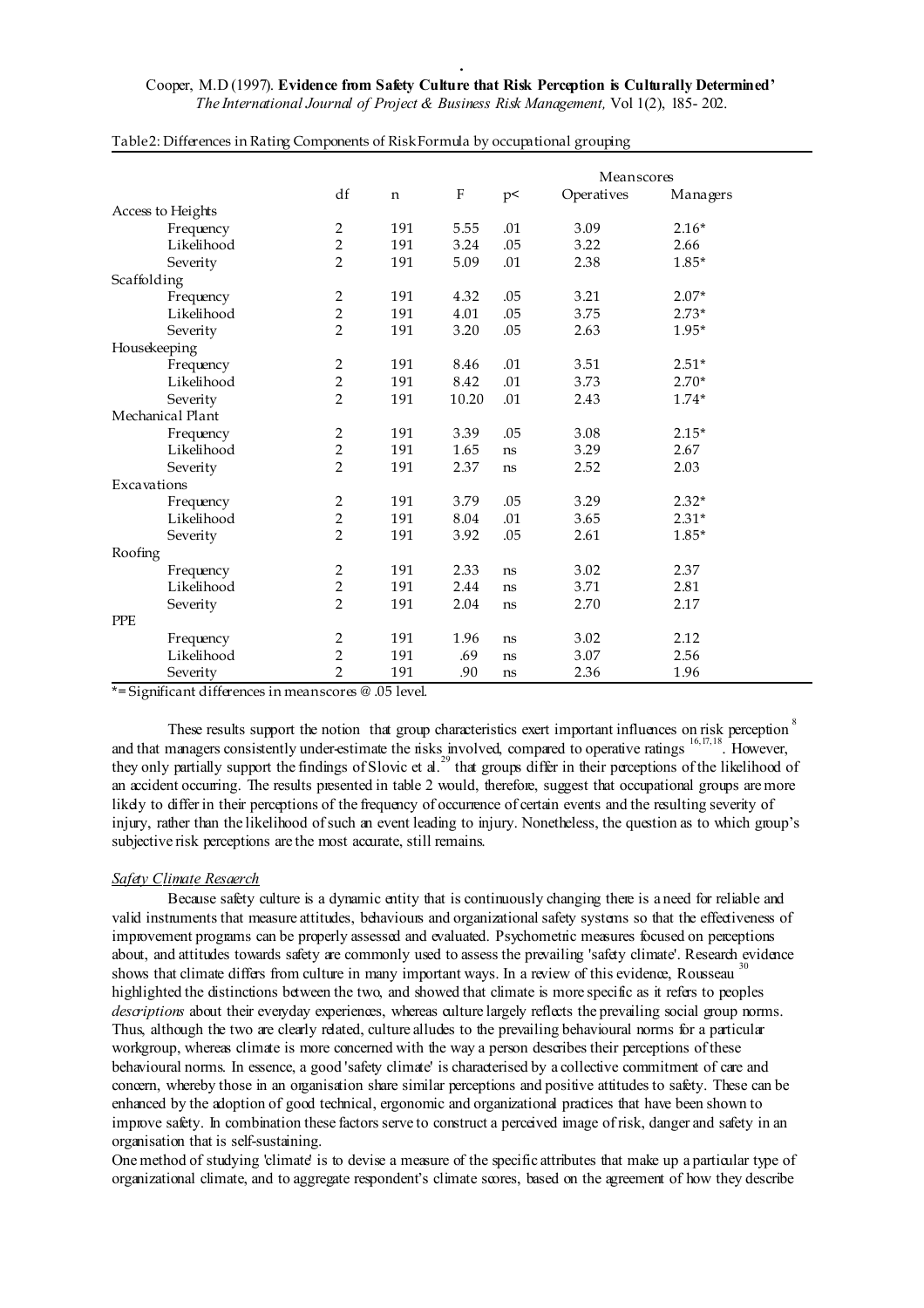Table 2: Differences in Rating Components of Risk Formula by occupational grouping

| | df | n | F | p< | Mean scores | |
|---|---|---|---|---|---|---|
| | | | | | Operatives | Managers |
| **Access to Heights** | | | | | | |
| Frequency | 2 | 191 | 5.55 | .01 | 3.09 | 2.16* |
| Likelihood | 2 | 191 | 3.24 | .05 | 3.22 | 2.66 |
| Severity | 2 | 191 | 5.09 | .01 | 2.38 | 1.85* |
| **Scaffolding** | | | | | | |
| Frequency | 2 | 191 | 4.32 | .05 | 3.21 | 2.07* |
| Likelihood | 2 | 191 | 4.01 | .05 | 3.75 | 2.73* |
| Severity | 2 | 191 | 3.20 | .05 | 2.63 | 1.95* |
| **Housekeeping** | | | | | | |
| Frequency | 2 | 191 | 8.46 | .01 | 3.51 | 2.51* |
| Likelihood | 2 | 191 | 8.42 | .01 | 3.73 | 2.70* |
| Severity | 2 | 191 | 10.20 | .01 | 2.43 | 1.74* |
| **Mechanical Plant** | | | | | | |
| Frequency | 2 | 191 | 3.39 | .05 | 3.08 | 2.15* |
| Likelihood | 2 | 191 | 1.65 | ns | 3.29 | 2.67 |
| Severity | 2 | 191 | 2.37 | ns | 2.52 | 2.03 |
| **Excavations** | | | | | | |
| Frequency | 2 | 191 | 3.79 | .05 | 3.29 | 2.32* |
| Likelihood | 2 | 191 | 8.04 | .01 | 3.65 | 2.31* |
| Severity | 2 | 191 | 3.92 | .05 | 2.61 | 1.85* |
| **Roofing** | | | | | | |
| Frequency | 2 | 191 | 2.33 | ns | 3.02 | 2.37 |
| Likelihood | 2 | 191 | 2.44 | ns | 3.71 | 2.81 |
| Severity | 2 | 191 | 2.04 | ns | 2.70 | 2.17 |
| **PPE** | | | | | | |
| Frequency | 2 | 191 | 1.96 | ns | 3.02 | 2.12 |
| Likelihood | 2 | 191 | .69 | ns | 3.07 | 2.56 |
| Severity | 2 | 191 | .90 | ns | 2.36 | 1.96 |

*= Significant differences in mean scores @ .05 level.

These results support the notion that group characteristics exert important influences on risk perception [8] and that managers consistently under-estimate the risks involved, compared to operative ratings [16,17,18]. However, they only partially support the findings of Slovic et al.[29] that groups differ in their perceptions of the likelihood of an accident occurring. The results presented in table 2 would, therefore, suggest that occupational groups are more likely to differ in their perceptions of the frequency of occurrence of certain events and the resulting severity of injury, rather than the likelihood of such an event leading to injury. Nonetheless, the question as to which group's subjective risk perceptions are the most accurate, still remains.

### *Safety Climate Resaerch*

Because safety culture is a dynamic entity that is continuously changing there is a need for reliable and valid instruments that measure attitudes, behaviours and organizational safety systems so that the effectiveness of improvement programs can be properly assessed and evaluated. Psychometric measures focused on perceptions about, and attitudes towards safety are commonly used to assess the prevailing 'safety climate'. Research evidence shows that climate differs from culture in many important ways. In a review of this evidence, Rousseau [30] highlighted the distinctions between the two, and showed that climate is more specific as it refers to peoples *descriptions* about their everyday experiences, whereas culture largely reflects the prevailing social group norms. Thus, although the two are clearly related, culture alludes to the prevailing behavioural norms for a particular workgroup, whereas climate is more concerned with the way a person describes their perceptions of these behavioural norms. In essence, a good 'safety climate' is characterised by a collective commitment of care and concern, whereby those in an organisation share similar perceptions and positive attitudes to safety. These can be enhanced by the adoption of good technical, ergonomic and organizational practices that have been shown to improve safety. In combination these factors serve to construct a perceived image of risk, danger and safety in an organisation that is self-sustaining.

One method of studying 'climate' is to devise a measure of the specific attributes that make up a particular type of organizational climate, and to aggregate respondent's climate scores, based on the agreement of how they describe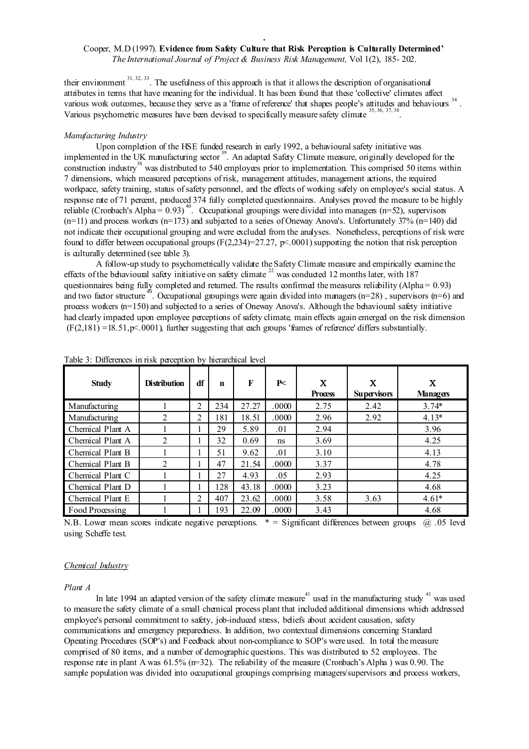their environment [31, 32, 33]. The usefulness of this approach is that it allows the description of organisational attributes in terms that have meaning for the individual. It has been found that these 'collective' climates affect various work outcomes, because they serve as a 'frame of reference' that shapes people's attitudes and behaviours [34]. Various psychometric measures have been devised to specifically measure safety climate [35, 36, 37, 38].

*Manufacturing Industry*

Upon completion of the HSE funded research in early 1992, a behavioural safety initiative was implemented in the UK manufacturing sector [39]. An adapted Safety Climate measure, originally developed for the construction industry[38] was distributed to 540 employees prior to implementation. This comprised 50 items within 7 dimensions, which measured perceptions of risk, management attitudes, management actions, the required workpace, safety training, status of safety personnel, and the effects of working safely on employee's social status. A response rate of 71 percent, produced 374 fully completed questionnaires. Analyses proved the measure to be highly reliable (Cronbach's Alpha = 0.93) [40]. Occupational groupings were divided into managers (n=52), supervisors (n=11) and process workers (n=173) and subjected to a series of Oneway Anova's. Unfortunately 37% (n=140) did not indicate their occupational grouping and were excluded from the analyses. Nonetheless, perceptions of risk were found to differ between occupational groups ($F(2,234)=27.27$, $p<.0001$) supporting the notion that risk perception is culturally determined (see table 3).

A follow-up study to psychometrically validate the Safety Climate measure and empirically examine the effects of the behavioural safety initiative on safety climate [22] was conducted 12 months later, with 187 questionnaires being fully completed and returned. The results confirmed the measures reliability (Alpha = 0.93) and two factor structure [40]. Occupational groupings were again divided into managers (n=28) , supervisors (n=6) and process workers (n=150) and subjected to a series of Oneway Anova's. Although the behavioural safety initiative had clearly impacted upon employee perceptions of safety climate, main effects again emerged on the risk dimension ($F(2,181) = 18.51$, $p<.0001$), further suggesting that each groups 'frames of reference' differs substantially.

Table 3: Differences in risk perception by hierarchical level

| Study | Distribution | df | n | F | P< | X Process | X Supervisors | X Managers |
|---|---|---|---|---|---|---|---|---|
| Manufacturing | 1 | 2 | 234 | 27.27 | .0000 | 2.75 | 2.42 | 3.74* |
| Manufacturing | 2 | 2 | 181 | 18.51 | .0000 | 2.96 | 2.92 | 4.13* |
| Chemical Plant A | 1 | 1 | 29 | 5.89 | .01 | 2.94 | | 3.96 |
| Chemical Plant A | 2 | 1 | 32 | 0.69 | ns | 3.69 | | 4.25 |
| Chemical Plant B | 1 | 1 | 51 | 9.62 | .01 | 3.10 | | 4.13 |
| Chemical Plant B | 2 | 1 | 47 | 21.54 | .0000 | 3.37 | | 4.78 |
| Chemical Plant C | 1 | 1 | 27 | 4.93 | .05 | 2.93 | | 4.25 |
| Chemical Plant D | 1 | 1 | 128 | 43.18 | .0000 | 3.23 | | 4.68 |
| Chemical Plant E | 1 | 2 | 407 | 23.62 | .0000 | 3.58 | 3.63 | 4.61* |
| Food Processing | 1 | 1 | 193 | 22.09 | .0000 | 3.43 | | 4.68 |

N.B. Lower mean scores indicate negative perceptions. * = Significant differences between groups @ .05 level using Scheffe test.

## Chemical Industry

*Plant A*

In late 1994 an adapted version of the safety climate measure[41] used in the manufacturing study [41] was used to measure the safety climate of a small chemical process plant that included additional dimensions which addressed employee's personal commitment to safety, job-induced stress, beliefs about accident causation, safety communications and emergency preparedness. In addition, two contextual dimensions concerning Standard Operating Procedures (SOP's) and Feedback about non-compliance to SOP's were used. In total the measure comprised of 80 items, and a number of demographic questions. This was distributed to 52 employees. The response rate in plant A was 61.5% (n=32). The reliability of the measure (Cronbach's Alpha ) was 0.90. The sample population was divided into occupational groupings comprising managers/supervisors and process workers,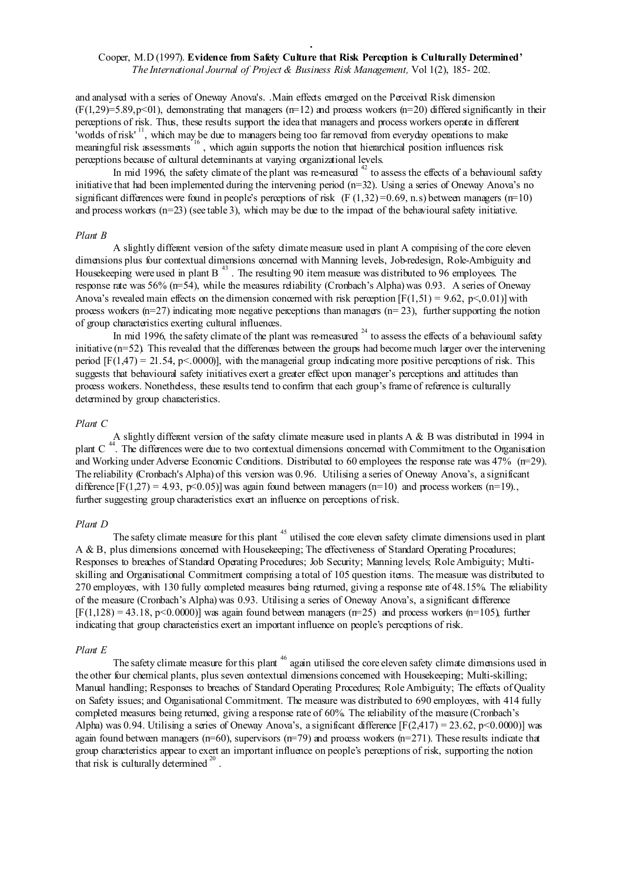and analysed with a series of Oneway Anova's. .Main effects emerged on the Perceived Risk dimension ($F(1,29)=5.89, p<01$), demonstrating that managers (n=12) and process workers (n=20) differed significantly in their perceptions of risk. Thus, these results support the idea that managers and process workers operate in different 'worlds of risk' [11], which may be due to managers being too far removed from everyday operations to make meaningful risk assessments [16], which again supports the notion that hierarchical position influences risk perceptions because of cultural determinants at varying organizational levels.

In mid 1996, the safety climate of the plant was re-measured [42] to assess the effects of a behavioural safety initiative that had been implemented during the intervening period (n=32). Using a series of Oneway Anova's no significant differences were found in people's perceptions of risk ($F(1,32)=0.69$, n.s) between managers (n=10) and process workers (n=23) (see table 3), which may be due to the impact of the behavioural safety initiative.

*Plant B*

A slightly different version of the safety climate measure used in plant A comprising of the core eleven dimensions plus four contextual dimensions concerned with Manning levels, Job-redesign, Role-Ambiguity and Housekeeping were used in plant B [43]. The resulting 90 item measure was distributed to 96 employees. The response rate was 56% (n=54), while the measures reliability (Cronbach's Alpha) was 0.93. A series of Oneway Anova's revealed main effects on the dimension concerned with risk perception [$F(1,51) = 9.62$, $p<,0.01$)] with process workers (n=27) indicating more negative perceptions than managers (n= 23), further supporting the notion of group characteristics exerting cultural influences.

In mid 1996, the safety climate of the plant was re-measured [24] to assess the effects of a behavioural safety initiative (n=52). This revealed that the differences between the groups had become much larger over the intervening period [$F(1,47) = 21.54$, $p<.0000$)], with the managerial group indicating more positive perceptions of risk. This suggests that behavioural safety initiatives exert a greater effect upon manager's perceptions and attitudes than process workers. Nonetheless, these results tend to confirm that each group's frame of reference is culturally determined by group characteristics.

*Plant C*

A slightly different version of the safety climate measure used in plants A & B was distributed in 1994 in plant C [44]. The differences were due to two contextual dimensions concerned with Commitment to the Organisation and Working under Adverse Economic Conditions. Distributed to 60 employees the response rate was 47% (n=29). The reliability (Cronbach's Alpha) of this version was 0.96. Utilising a series of Oneway Anova's, a significant difference [$F(1,27) = 4.93$, $p<0.05$)] was again found between managers (n=10) and process workers (n=19)., further suggesting group characteristics exert an influence on perceptions of risk.

*Plant D*

The safety climate measure for this plant [45] utilised the core eleven safety climate dimensions used in plant A & B, plus dimensions concerned with Housekeeping; The effectiveness of Standard Operating Procedures; Responses to breaches of Standard Operating Procedures; Job Security; Manning levels; Role Ambiguity; Multi-skilling and Organisational Commitment comprising a total of 105 question items. The measure was distributed to 270 employees, with 130 fully completed measures being returned, giving a response rate of 48.15%. The reliability of the measure (Cronbach's Alpha) was 0.93. Utilising a series of Oneway Anova's, a significant difference [$F(1,128) = 43.18$, $p<0.0000$)] was again found between managers (n=25) and process workers (n=105), further indicating that group characteristics exert an important influence on people's perceptions of risk.

*Plant E*

The safety climate measure for this plant [46] again utilised the core eleven safety climate dimensions used in the other four chemical plants, plus seven contextual dimensions concerned with Housekeeping; Multi-skilling; Manual handling; Responses to breaches of Standard Operating Procedures; Role Ambiguity; The effects of Quality on Safety issues; and Organisational Commitment. The measure was distributed to 690 employees, with 414 fully completed measures being returned, giving a response rate of 60%. The reliability of the measure (Cronbach's Alpha) was 0.94. Utilising a series of Oneway Anova's, a significant difference [$F(2,417) = 23.62$, $p<0.0000$)] was again found between managers (n=60), supervisors (n=79) and process workers (n=271). These results indicate that group characteristics appear to exert an important influence on people's perceptions of risk, supporting the notion that risk is culturally determined [20].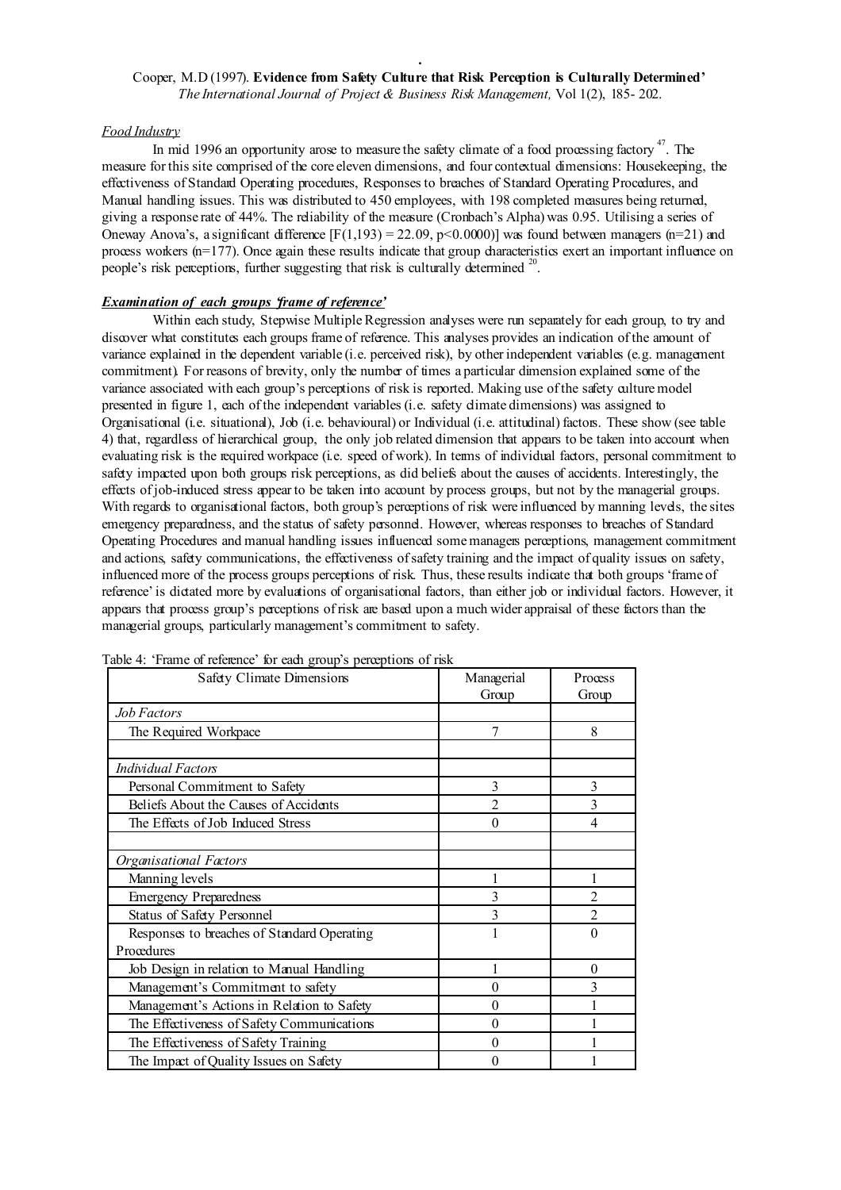*Food Industry*

In mid 1996 an opportunity arose to measure the safety climate of a food processing factory [47]. The measure for this site comprised of the core eleven dimensions, and four contextual dimensions: Housekeeping, the effectiveness of Standard Operating procedures, Responses to breaches of Standard Operating Procedures, and Manual handling issues. This was distributed to 450 employees, with 198 completed measures being returned, giving a response rate of 44%. The reliability of the measure (Cronbach's Alpha) was 0.95. Utilising a series of Oneway Anova's, a significant difference [$F(1,193) = 22.09, p<0.0000$)] was found between managers (n=21) and process workers (n=177). Once again these results indicate that group characteristics exert an important influence on people's risk perceptions, further suggesting that risk is culturally determined [20].

***Examination of each groups 'frame of reference'***

Within each study, Stepwise Multiple Regression analyses were run separately for each group, to try and discover what constitutes each groups frame of reference. This analyses provides an indication of the amount of variance explained in the dependent variable (i.e. perceived risk), by other independent variables (e.g. management commitment). For reasons of brevity, only the number of times a particular dimension explained some of the variance associated with each group's perceptions of risk is reported. Making use of the safety culture model presented in figure 1, each of the independent variables (i.e. safety climate dimensions) was assigned to Organisational (i.e. situational), Job (i.e. behavioural) or Individual (i.e. attitudinal) factors. These show (see table 4) that, regardless of hierarchical group, the only job related dimension that appears to be taken into account when evaluating risk is the required workpace (i.e. speed of work). In terms of individual factors, personal commitment to safety impacted upon both groups risk perceptions, as did beliefs about the causes of accidents. Interestingly, the effects of job-induced stress appear to be taken into account by process groups, but not by the managerial groups. With regards to organisational factors, both group's perceptions of risk were influenced by manning levels, the sites emergency preparedness, and the status of safety personnel. However, whereas responses to breaches of Standard Operating Procedures and manual handling issues influenced some managers perceptions, management commitment and actions, safety communications, the effectiveness of safety training and the impact of quality issues on safety, influenced more of the process groups perceptions of risk. Thus, these results indicate that both groups 'frame of reference' is dictated more by evaluations of organisational factors, than either job or individual factors. However, it appears that process group's perceptions of risk are based upon a much wider appraisal of these factors than the managerial groups, particularly management's commitment to safety.

Table 4: 'Frame of reference' for each group's perceptions of risk

| Safety Climate Dimensions | Managerial Group | Process Group |
|---|---|---|
| *Job Factors* | | |
| The Required Workpace | 7 | 8 |
| | | |
| *Individual Factors* | | |
| Personal Commitment to Safety | 3 | 3 |
| Beliefs About the Causes of Accidents | 2 | 3 |
| The Effects of Job Induced Stress | 0 | 4 |
| | | |
| *Organisational Factors* | | |
| Manning levels | 1 | 1 |
| Emergency Preparedness | 3 | 2 |
| Status of Safety Personnel | 3 | 2 |
| Responses to breaches of Standard Operating Procedures | 1 | 0 |
| Job Design in relation to Manual Handling | 1 | 0 |
| Management's Commitment to safety | 0 | 3 |
| Management's Actions in Relation to Safety | 0 | 1 |
| The Effectiveness of Safety Communications | 0 | 1 |
| The Effectiveness of Safety Training | 0 | 1 |
| The Impact of Quality Issues on Safety | 0 | 1 |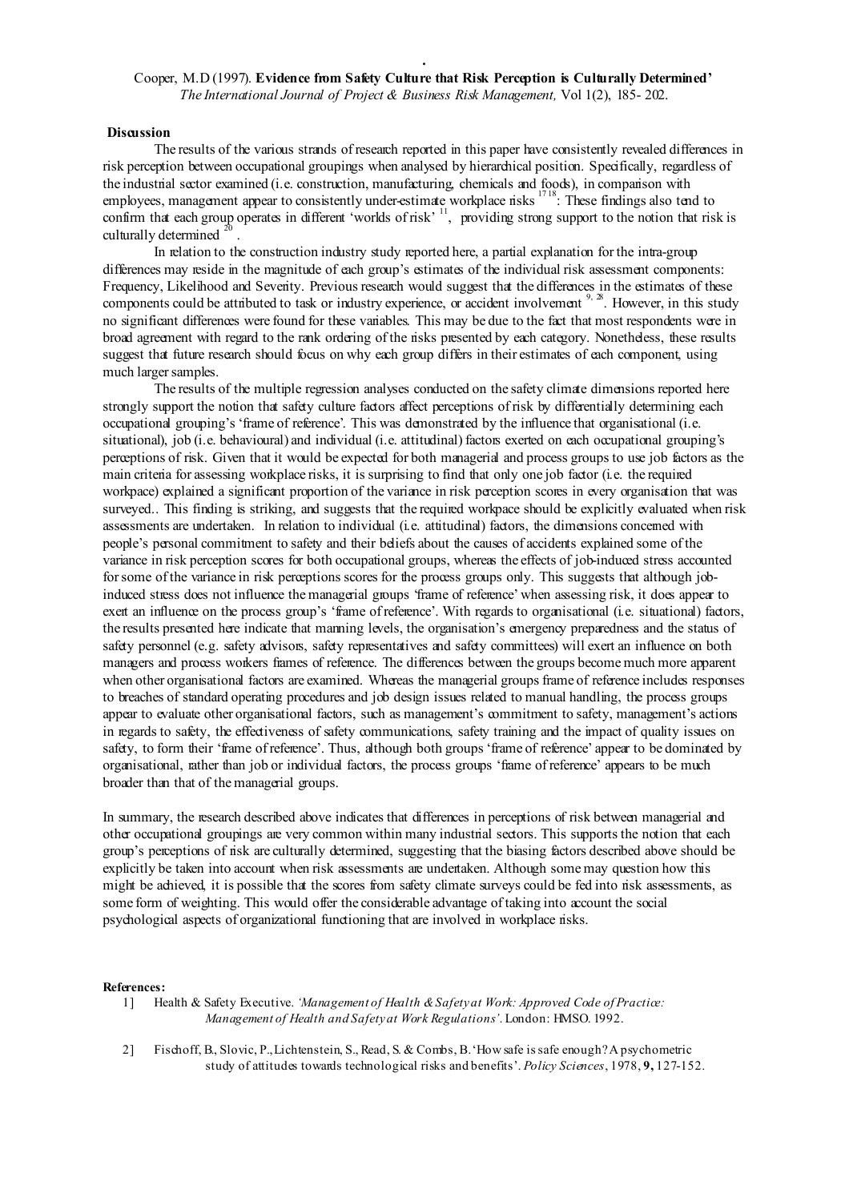Cooper, M.D (1997). **Evidence from Safety Culture that Risk Perception is Culturally Determined'** *The International Journal of Project & Business Risk Management,* Vol 1(2), 185- 202.

## Discussion

The results of the various strands of research reported in this paper have consistently revealed differences in risk perception between occupational groupings when analysed by hierarchical position. Specifically, regardless of the industrial sector examined (i.e. construction, manufacturing, chemicals and foods), in comparison with employees, management appear to consistently under-estimate workplace risks [17 18]: These findings also tend to confirm that each group operates in different 'worlds of risk' [11], providing strong support to the notion that risk is culturally determined [20].

In relation to the construction industry study reported here, a partial explanation for the intra-group differences may reside in the magnitude of each group's estimates of the individual risk assessment components: Frequency, Likelihood and Severity. Previous research would suggest that the differences in the estimates of these components could be attributed to task or industry experience, or accident involvement [9, 28]. However, in this study no significant differences were found for these variables. This may be due to the fact that most respondents were in broad agreement with regard to the rank ordering of the risks presented by each category. Nonetheless, these results suggest that future research should focus on why each group differs in their estimates of each component, using much larger samples.

The results of the multiple regression analyses conducted on the safety climate dimensions reported here strongly support the notion that safety culture factors affect perceptions of risk by differentially determining each occupational grouping's 'frame of reference'. This was demonstrated by the influence that organisational (i.e. situational), job (i.e. behavioural) and individual (i.e. attitudinal) factors exerted on each occupational grouping's perceptions of risk. Given that it would be expected for both managerial and process groups to use job factors as the main criteria for assessing workplace risks, it is surprising to find that only one job factor (i.e. the required workpace) explained a significant proportion of the variance in risk perception scores in every organisation that was surveyed.. This finding is striking, and suggests that the required workpace should be explicitly evaluated when risk assessments are undertaken. In relation to individual (i.e. attitudinal) factors, the dimensions concerned with people's personal commitment to safety and their beliefs about the causes of accidents explained some of the variance in risk perception scores for both occupational groups, whereas the effects of job-induced stress accounted for some of the variance in risk perceptions scores for the process groups only. This suggests that although job-induced stress does not influence the managerial groups 'frame of reference' when assessing risk, it does appear to exert an influence on the process group's 'frame of reference'. With regards to organisational (i.e. situational) factors, the results presented here indicate that manning levels, the organisation's emergency preparedness and the status of safety personnel (e.g. safety advisors, safety representatives and safety committees) will exert an influence on both managers and process workers frames of reference. The differences between the groups become much more apparent when other organisational factors are examined. Whereas the managerial groups frame of reference includes responses to breaches of standard operating procedures and job design issues related to manual handling, the process groups appear to evaluate other organisational factors, such as management's commitment to safety, management's actions in regards to safety, the effectiveness of safety communications, safety training and the impact of quality issues on safety, to form their 'frame of reference'. Thus, although both groups 'frame of reference' appear to be dominated by organisational, rather than job or individual factors, the process groups 'frame of reference' appears to be much broader than that of the managerial groups.

In summary, the research described above indicates that differences in perceptions of risk between managerial and other occupational groupings are very common within many industrial sectors. This supports the notion that each group's perceptions of risk are culturally determined, suggesting that the biasing factors described above should be explicitly be taken into account when risk assessments are undertaken. Although some may question how this might be achieved, it is possible that the scores from safety climate surveys could be fed into risk assessments, as some form of weighting. This would offer the considerable advantage of taking into account the social psychological aspects of organizational functioning that are involved in workplace risks.

**References:**

1] Health & Safety Executive. *'Management of Health & Safety at Work: Approved Code of Practice: Management of Health and Safety at Work Regulations'.* London: HMSO. 1992.

2] Fischoff, B., Slovic, P., Lichtenstein, S., Read, S. & Combs, B. 'How safe is safe enough? A psychometric study of attitudes towards technological risks and benefits'. *Policy Sciences*, 1978, **9,** 127-152.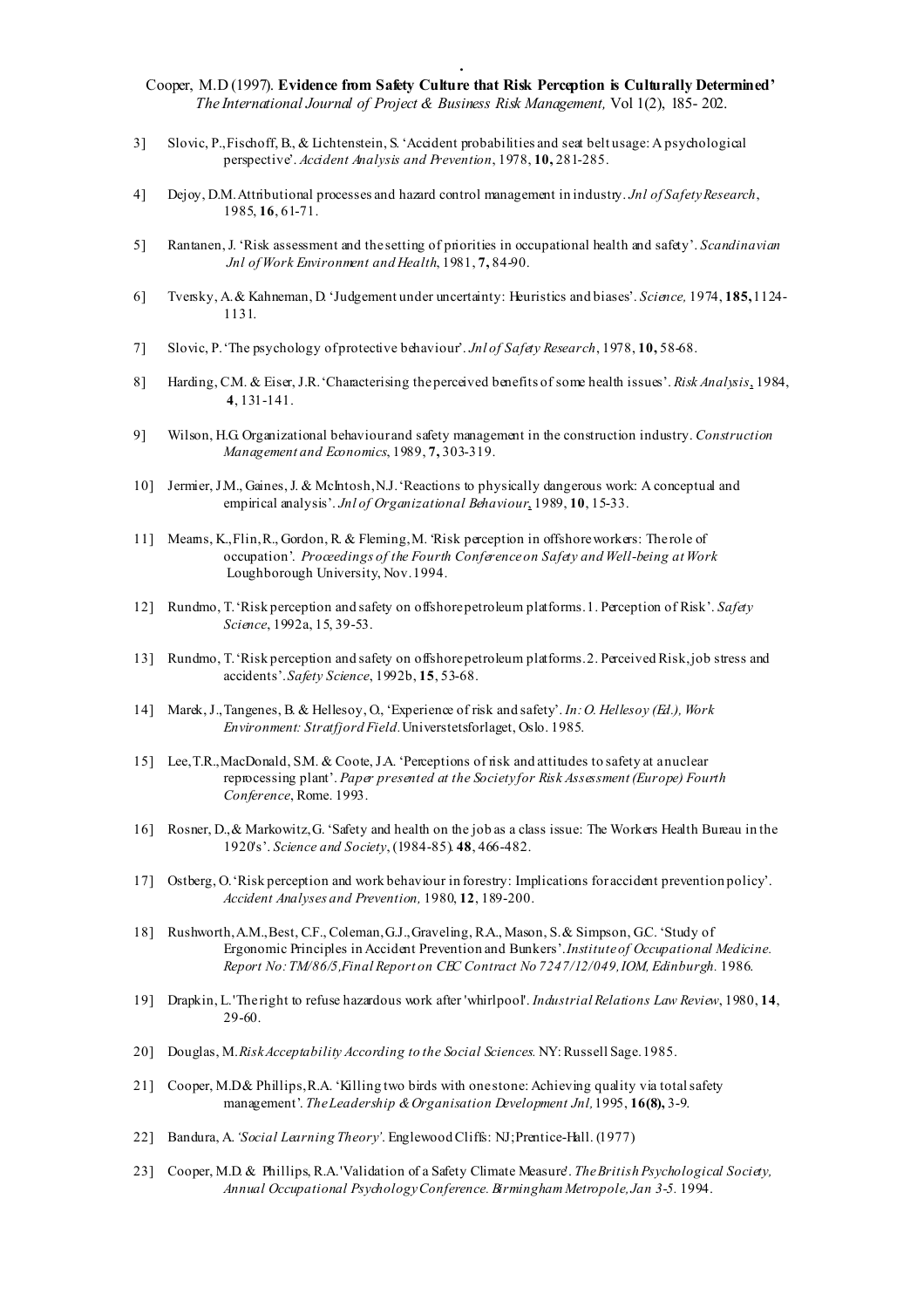3] Slovic, P., Fischoff, B., & Lichtenstein, S. 'Accident probabilities and seat belt usage: A psychological perspective'. *Accident Analysis and Prevention*, 1978, **10,** 281-285.

4] Dejoy, D.M. Attributional processes and hazard control management in industry. *Jnl of Safety Research*, 1985, **16**, 61-71.

5] Rantanen, J. 'Risk assessment and the setting of priorities in occupational health and safety'. *Scandinavian Jnl of Work Environment and Health*, 1981, **7,** 84-90.

6] Tversky, A. & Kahneman, D. 'Judgement under uncertainty: Heuristics and biases'. *Science,* 1974, **185,** 1124-1131.

7] Slovic, P. 'The psychology of protective behaviour'. *Jnl of Safety Research*, 1978, **10,** 58-68.

8] Harding, C.M. & Eiser, J.R. 'Characterising the perceived benefits of some health issues'. *Risk Analysis*, 1984, **4**, 131-141.

9] Wilson, H.G. Organizational behaviour and safety management in the construction industry. *Construction Management and Economics*, 1989, **7,** 303-319.

10] Jermier, J.M., Gaines, J. & McIntosh, N.J. 'Reactions to physically dangerous work: A conceptual and empirical analysis'. *Jnl of Organizational Behaviour*, 1989, **10**, 15-33.

11] Mearns, K., Flin, R., Gordon, R. & Fleming, M. 'Risk perception in offshore workers: The role of occupation'. *Proceedings of the Fourth Conference on Safety and Well-being at Work* Loughborough University, Nov. 1994.

12] Rundmo, T. 'Risk perception and safety on offshore petroleum platforms. 1. Perception of Risk'. *Safety Science*, 1992a, 15, 39-53.

13] Rundmo, T. 'Risk perception and safety on offshore petroleum platforms. 2. Perceived Risk, job stress and accidents'. *Safety Science*, 1992b, **15**, 53-68.

14] Marek, J., Tangenes, B. & Hellesoy, O., 'Experience of risk and safety'. *In: O. Hellesoy (Ed.), Work Environment: Stratfjord Field.* Universtetsforlaget, Oslo. 1985.

15] Lee, T.R., MacDonald, S.M. & Coote, J.A. 'Perceptions of risk and attitudes to safety at a nuclear reprocessing plant'. *Paper presented at the Society for Risk Assessment (Europe) Fourth Conference*, Rome. 1993.

16] Rosner, D., & Markowitz, G. 'Safety and health on the job as a class issue: The Workers Health Bureau in the 1920's'. *Science and Society*, (1984-85). **48**, 466-482.

17] Ostberg, O. 'Risk perception and work behaviour in forestry: Implications for accident prevention policy'. *Accident Analyses and Prevention,* 1980, **12**, 189-200.

18] Rushworth, A.M., Best, C.F., Coleman, G.J., Graveling, R.A., Mason, S. & Simpson, G.C. 'Study of Ergonomic Principles in Accident Prevention and Bunkers'. *Institute of Occupational Medicine. Report No: TM/86/5, Final Report on CEC Contract No 7247/12/049, IOM, Edinburgh.* 1986.

19] Drapkin, L. 'The right to refuse hazardous work after 'whirlpool'. *Industrial Relations Law Review*, 1980, **14**, 29-60.

20] Douglas, M. *Risk Acceptability According to the Social Sciences.* NY: Russell Sage. 1985.

21] Cooper, M.D & Phillips, R.A. 'Killing two birds with one stone: Achieving quality via total safety management'. *The Leadership & Organisation Development Jnl,* 1995, **16(8),** 3-9.

22] Bandura, A. *'Social Learning Theory'*. Englewood Cliffs: NJ; Prentice-Hall. (1977)

23] Cooper, M.D. & Phillips, R.A. 'Validation of a Safety Climate Measure'. *The British Psychological Society, Annual Occupational Psychology Conference. Birmingham Metropole, Jan 3-5.* 1994.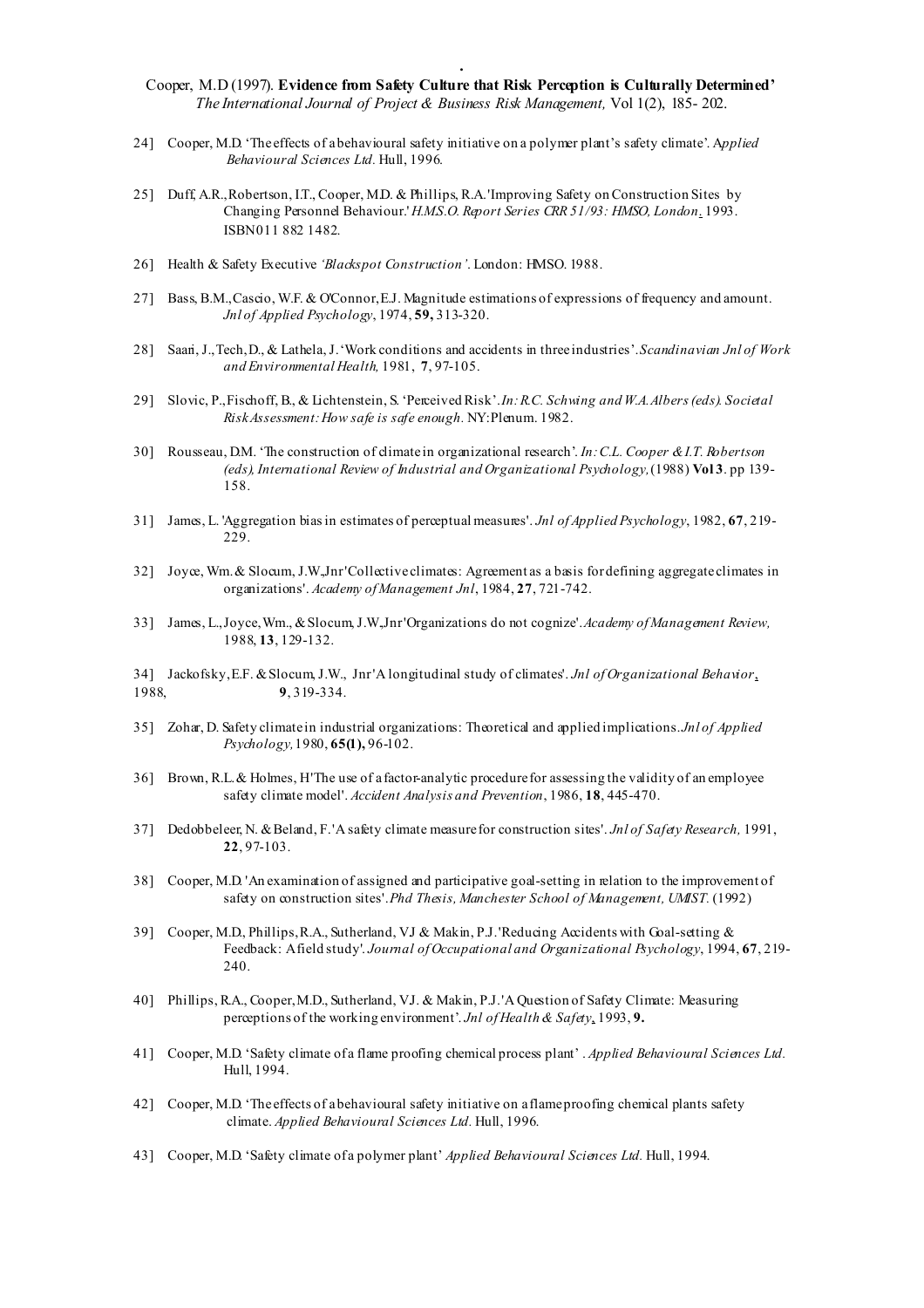24] Cooper, M.D. 'The effects of a behavioural safety initiative on a polymer plant's safety climate'. *Applied Behavioural Sciences Ltd.* Hull, 1996.

25] Duff, A.R., Robertson, I.T., Cooper, M.D. & Phillips, R.A. 'Improving Safety on Construction Sites by Changing Personnel Behaviour.' *H.M.S.O. Report Series CRR 51/93: HMSO, London*. 1993. ISBN 011 882 1482.

26] Health & Safety Executive *'Blackspot Construction'*. London: HMSO. 1988.

27] Bass, B.M., Cascio, W.F. & O'Connor, E.J. Magnitude estimations of expressions of frequency and amount. *Jnl of Applied Psychology*, 1974, **59,** 313-320.

28] Saari, J., Tech, D., & Lathela, J. 'Work conditions and accidents in three industries'. *Scandinavian Jnl of Work and Environmental Health,* 1981, **7**, 97-105.

29] Slovic, P., Fischoff, B., & Lichtenstein, S. 'Perceived Risk'. *In: R.C. Schwing and W.A. Albers (eds). Societal Risk Assessment: How safe is safe enough.* NY: Plenum. 1982.

30] Rousseau, D.M. 'The construction of climate in organizational research'. *In: C.L. Cooper & I.T. Robertson (eds), International Review of Industrial and Organizational Psychology,* (1988) **Vol 3**. pp 139-158.

31] James, L. 'Aggregation bias in estimates of perceptual measures'. *Jnl of Applied Psychology*, 1982, **67**, 219-229.

32] Joyce, Wm. & Slocum, J.W., Jnr 'Collective climates: Agreement as a basis for defining aggregate climates in organizations'. *Academy of Management Jnl*, 1984, **27**, 721-742.

33] James, L., Joyce, Wm., & Slocum, J.W., Jnr 'Organizations do not cognize'. *Academy of Management Review,* 1988, **13**, 129-132.

34] Jackofsky, E.F. & Slocum, J.W., Jnr 'A longitudinal study of climates'. *Jnl of Organizational Behavior*, 1988, **9**, 319-334.

35] Zohar, D. Safety climate in industrial organizations: Theoretical and applied implications. *Jnl of Applied Psychology,* 1980, **65(1),** 96-102.

36] Brown, R.L. & Holmes, H 'The use of a factor-analytic procedure for assessing the validity of an employee safety climate model'. *Accident Analysis and Prevention*, 1986, **18**, 445-470.

37] Dedobbeleer, N. & Beland, F. 'A safety climate measure for construction sites'. *Jnl of Safety Research,* 1991, **22**, 97-103.

38] Cooper, M.D. 'An examination of assigned and participative goal-setting in relation to the improvement of safety on construction sites'. *Phd Thesis, Manchester School of Management, UMIST.* (1992)

39] Cooper, M.D., Phillips, R.A., Sutherland, VJ & Makin, P.J. 'Reducing Accidents with Goal-setting & Feedback: A field study'. *Journal of Occupational and Organizational Psychology*, 1994, **67**, 219-240.

40] Phillips, R.A., Cooper, M.D., Sutherland, VJ. & Makin, P.J. 'A Question of Safety Climate: Measuring perceptions of the working environment'. *Jnl of Health & Safety*, 1993, **9.**

41] Cooper, M.D. 'Safety climate of a flame proofing chemical process plant' . *Applied Behavioural Sciences Ltd.* Hull, 1994.

42] Cooper, M.D. 'The effects of a behavioural safety initiative on a flameproofing chemical plants safety climate. *Applied Behavioural Sciences Ltd.* Hull, 1996.

43] Cooper, M.D. 'Safety climate of a polymer plant' *Applied Behavioural Sciences Ltd.* Hull, 1994.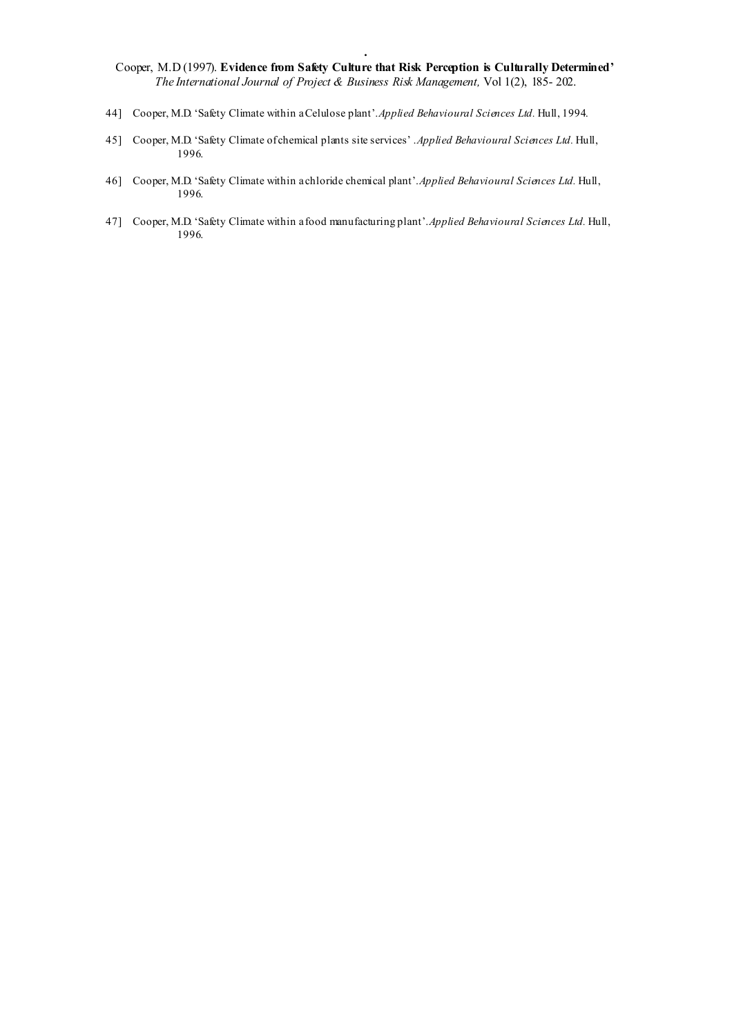44] Cooper, M.D. 'Safety Climate within a Celulose plant'. *Applied Behavioural Sciences Ltd.* Hull, 1994.

45] Cooper, M.D. 'Safety Climate of chemical plants site services' . *Applied Behavioural Sciences Ltd.* Hull, 1996.

46] Cooper, M.D. 'Safety Climate within a chloride chemical plant'. *Applied Behavioural Sciences Ltd.* Hull, 1996.

47] Cooper, M.D. 'Safety Climate within a food manufacturing plant'. *Applied Behavioural Sciences Ltd.* Hull, 1996.